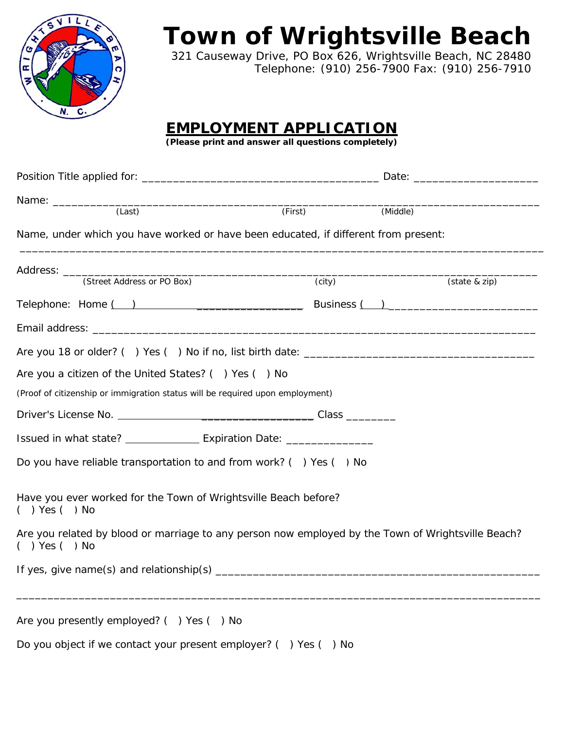# Town of Wrightsville Beach

321 Causeway Drive, PO Box 626, Wrightsville Beach, NC 28480
Telephone: (910) 256-7900 Fax: (910) 256-7910

## EMPLOYMENT APPLICATION

**(Please print and answer all questions completely)**

Position Title applied for: _____________________________________ Date: ___________________

Name: ___________________________________________________________________________
(Last) (First) (Middle)

Name, under which you have worked or have been educated, if different from present:

_____________________________________________________________________________________

Address: __________________________________________________________________________
(Street Address or PO Box) (city) (state & zip)

Telephone: Home ( ) _________________ Business ( ) ________________________

Email address: _______________________________________________________________________

Are you 18 or older? ( ) Yes ( ) No if no, list birth date: ___________________________________

Are you a citizen of the United States? ( ) Yes ( ) No

(Proof of citizenship or immigration status will be required upon employment)

Driver's License No. __________________ Class ________

Issued in what state? _____________ Expiration Date: ______________

Do you have reliable transportation to and from work? ( ) Yes ( ) No

Have you ever worked for the Town of Wrightsville Beach before?
( ) Yes ( ) No

Are you related by blood or marriage to any person now employed by the Town of Wrightsville Beach?
( ) Yes ( ) No

If yes, give name(s) and relationship(s) ___________________________________________________

_____________________________________________________________________________________

Are you presently employed? ( ) Yes ( ) No

Do you object if we contact your present employer? ( ) Yes ( ) No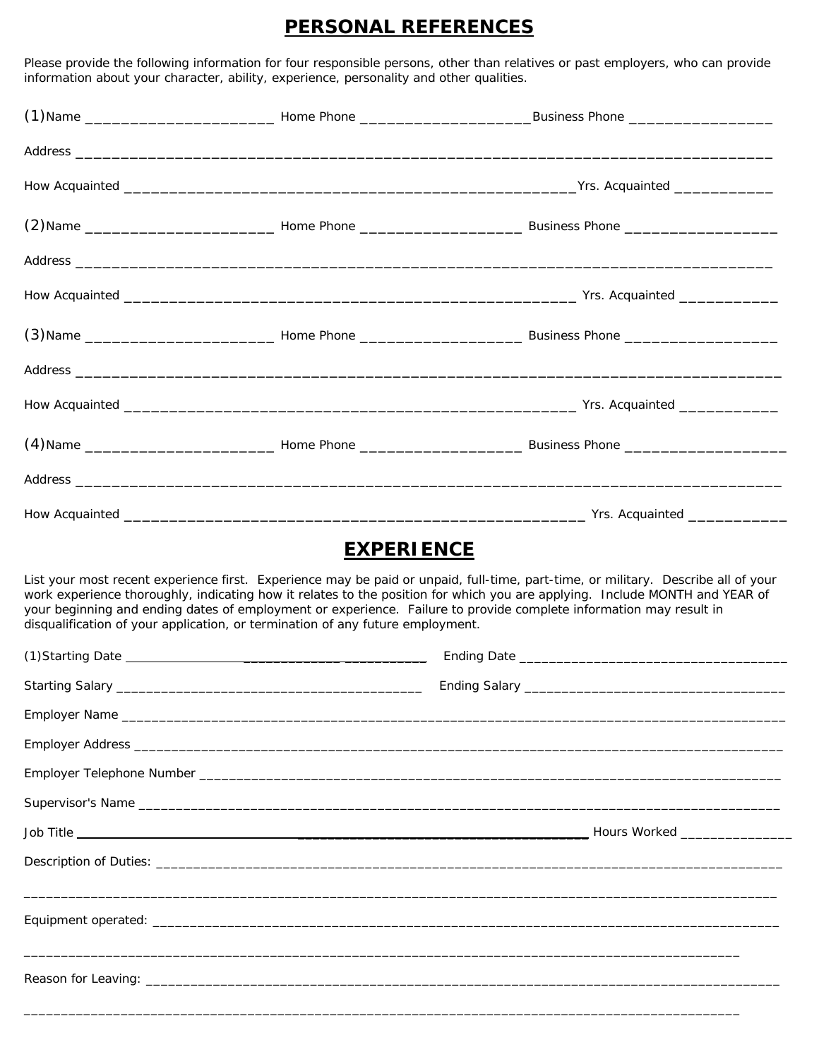# PERSONAL REFERENCES

Please provide the following information for four responsible persons, other than relatives or past employers, who can provide information about your character, ability, experience, personality and other qualities.

(1)Name ______________________ Home Phone ____________________Business Phone _________________

Address ___________________________________________________________________________________

How Acquainted _____________________________________________________Yrs. Acquainted ____________

(2)Name ______________________ Home Phone ___________________ Business Phone _________________

Address ___________________________________________________________________________________

How Acquainted _____________________________________________________ Yrs. Acquainted ____________

(3)Name ______________________ Home Phone ___________________ Business Phone _________________

Address ___________________________________________________________________________________

How Acquainted _____________________________________________________ Yrs. Acquainted ____________

(4)Name ______________________ Home Phone ___________________ Business Phone __________________

Address ___________________________________________________________________________________

How Acquainted _____________________________________________________ Yrs. Acquainted ____________

# EXPERIENCE

List your most recent experience first. Experience may be paid or unpaid, full-time, part-time, or military. Describe all of your work experience thoroughly, indicating how it relates to the position for which you are applying. Include MONTH and YEAR of your beginning and ending dates of employment or experience. Failure to provide complete information may result in disqualification of your application, or termination of any future employment.

(1)Starting Date ________________________________ Ending Date ___________________________________

Starting Salary ____________________________________ Ending Salary _________________________________

Employer Name _____________________________________________________________________________

Employer Address ___________________________________________________________________________

Employer Telephone Number __________________________________________________________________

Supervisor's Name __________________________________________________________________________

Job Title ______________________________________________________________ Hours Worked _______________

Description of Duties: ________________________________________________________________________

_________________________________________________________________________________________

Equipment operated: _________________________________________________________________________

_________________________________________________________________________________________

Reason for Leaving: _________________________________________________________________________

_________________________________________________________________________________________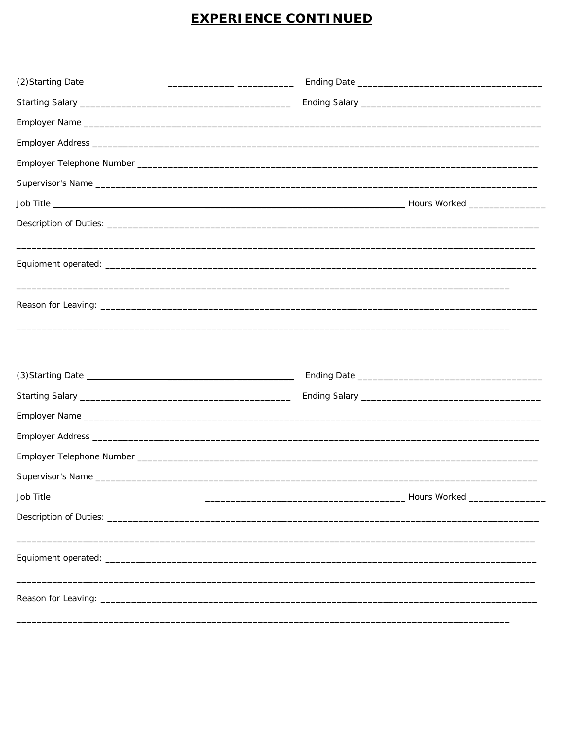# EXPERIENCE CONTINUED

(2)Starting Date ______________________________ Ending Date ______________________________

Starting Salary ______________________________ Ending Salary ______________________________

Employer Name ______________________________________________________________

Employer Address ______________________________________________________________

Employer Telephone Number ______________________________________________________________

Supervisor's Name ______________________________________________________________

Job Title ______________________________________________ Hours Worked _______________

Description of Duties: ______________________________________________________________

______________________________________________________________________________

Equipment operated: ______________________________________________________________

______________________________________________________________________________

Reason for Leaving: ______________________________________________________________

______________________________________________________________________________

(3)Starting Date ______________________________ Ending Date ______________________________

Starting Salary ______________________________ Ending Salary ______________________________

Employer Name ______________________________________________________________

Employer Address ______________________________________________________________

Employer Telephone Number ______________________________________________________________

Supervisor's Name ______________________________________________________________

Job Title ______________________________________________ Hours Worked _______________

Description of Duties: ______________________________________________________________

______________________________________________________________________________

Equipment operated: ______________________________________________________________

______________________________________________________________________________

Reason for Leaving: ______________________________________________________________

______________________________________________________________________________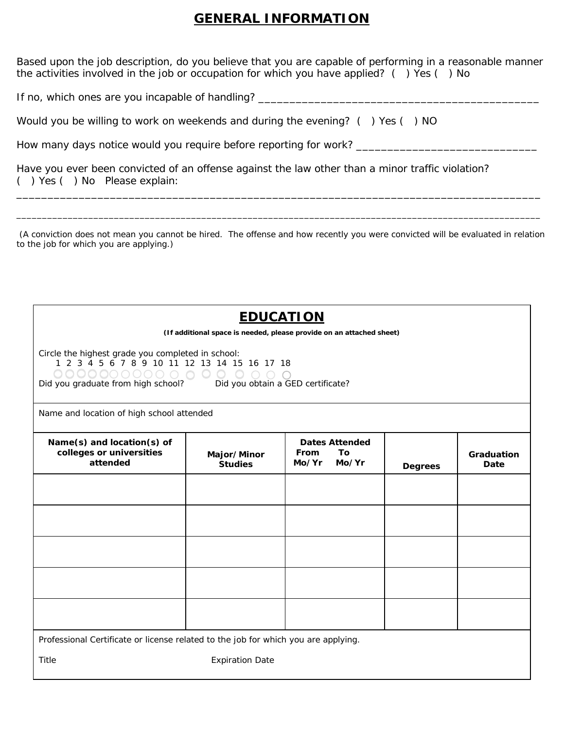## GENERAL INFORMATION

Based upon the job description, do you believe that you are capable of performing in a reasonable manner the activities involved in the job or occupation for which you have applied? ( ) Yes ( ) No

If no, which ones are you incapable of handling? ______________________________________________

Would you be willing to work on weekends and during the evening? ( ) Yes ( ) NO

How many days notice would you require before reporting for work? ______________________________

Have you ever been convicted of an offense against the law other than a minor traffic violation?
( ) Yes ( ) No Please explain:

______________________________________________________________________________________

______________________________________________________________________________________

(A conviction does not mean you cannot be hired. The offense and how recently you were convicted will be evaluated in relation to the job for which you are applying.)

## EDUCATION

**(If additional space is needed, please provide on an attached sheet)**

Circle the highest grade you completed in school:
1 2 3 4 5 6 7 8 9 10 11 12 13 14 15 16 17 18

Did you graduate from high school? Did you obtain a GED certificate?

Name and location of high school attended

| Name(s) and location(s) of colleges or universities attended | Major/Minor Studies | Dates Attended From Mo/Yr To Mo/Yr | Degrees | Graduation Date |
|---|---|---|---|---|
| | | | | |
| | | | | |
| | | | | |
| | | | | |
| | | | | |

Professional Certificate or license related to the job for which you are applying.

Title Expiration Date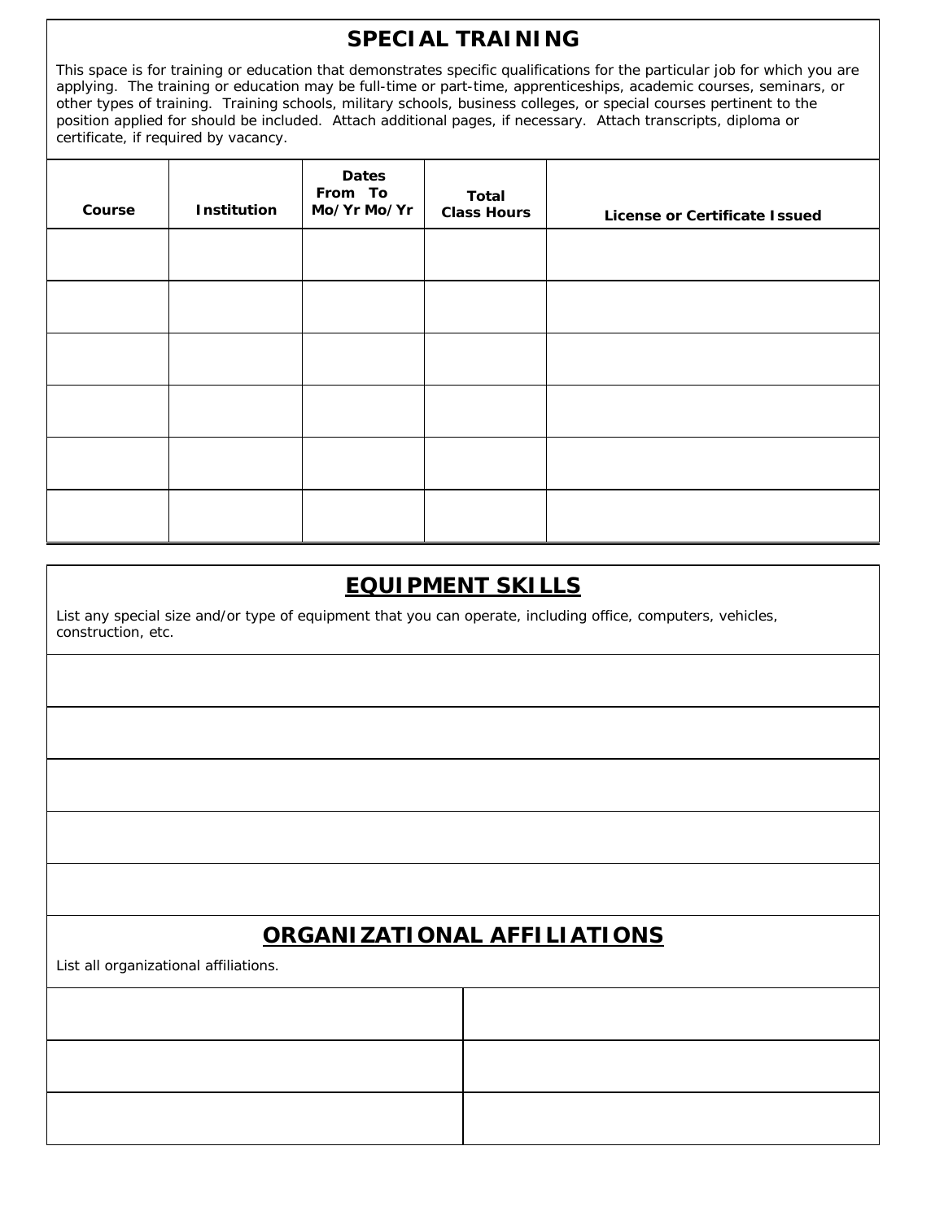## SPECIAL TRAINING

This space is for training or education that demonstrates specific qualifications for the particular job for which you are applying. The training or education may be full-time or part-time, apprenticeships, academic courses, seminars, or other types of training. Training schools, military schools, business colleges, or special courses pertinent to the position applied for should be included. Attach additional pages, if necessary. Attach transcripts, diploma or certificate, if required by vacancy.

| Course | Institution | Dates From To Mo/Yr Mo/Yr | Total Class Hours | License or Certificate Issued |
|---|---|---|---|---|
| | | | | |
| | | | | |
| | | | | |
| | | | | |
| | | | | |
| | | | | |

## EQUIPMENT SKILLS

List any special size and/or type of equipment that you can operate, including office, computers, vehicles, construction, etc.

| |
|---|
| |
| |
| |
| |
| |

## ORGANIZATIONAL AFFILIATIONS

List all organizational affiliations.

| | |
|---|---|
| | |
| | |
| | |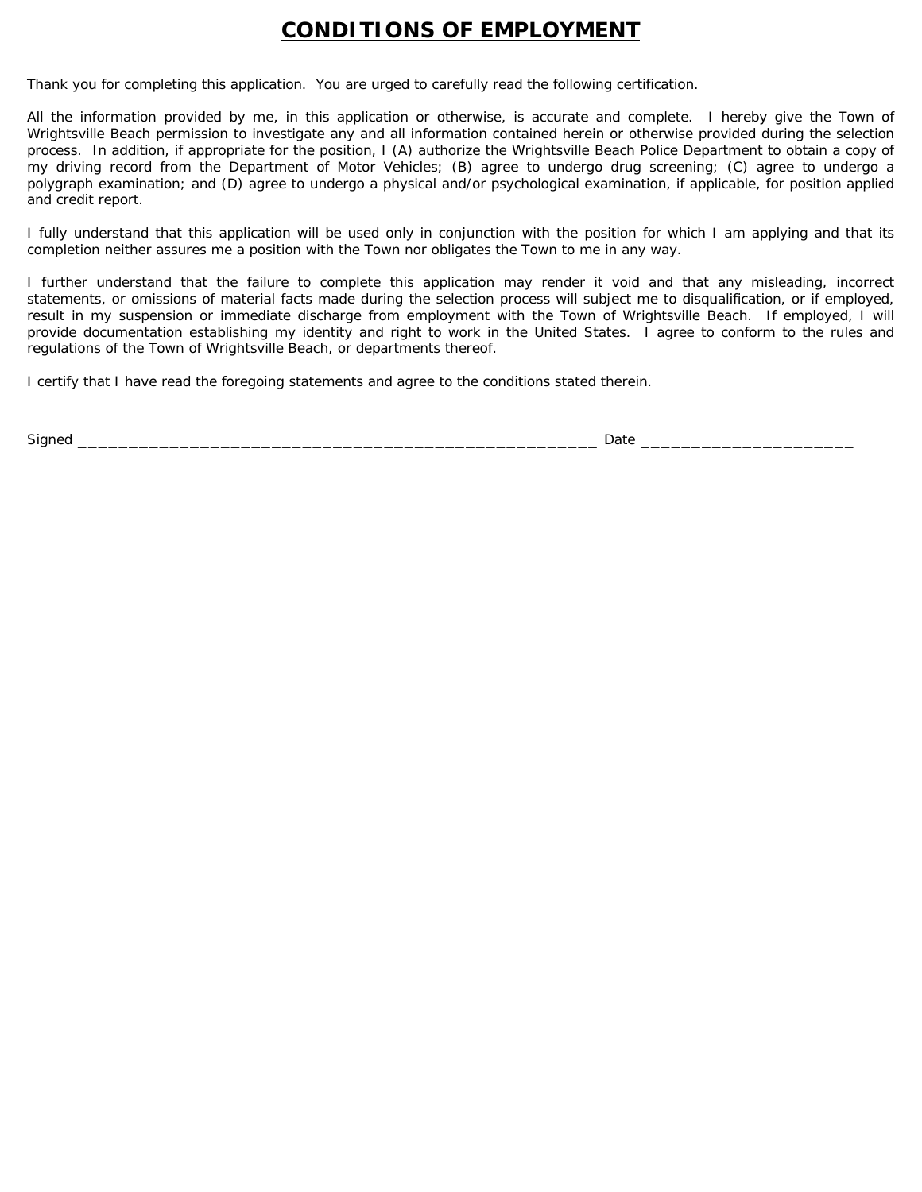# CONDITIONS OF EMPLOYMENT

Thank you for completing this application. You are urged to carefully read the following certification.

All the information provided by me, in this application or otherwise, is accurate and complete. I hereby give the Town of Wrightsville Beach permission to investigate any and all information contained herein or otherwise provided during the selection process. In addition, if appropriate for the position, I (A) authorize the Wrightsville Beach Police Department to obtain a copy of my driving record from the Department of Motor Vehicles; (B) agree to undergo drug screening; (C) agree to undergo a polygraph examination; and (D) agree to undergo a physical and/or psychological examination, if applicable, for position applied and credit report.

I fully understand that this application will be used only in conjunction with the position for which I am applying and that its completion neither assures me a position with the Town nor obligates the Town to me in any way.

I further understand that the failure to complete this application may render it void and that any misleading, incorrect statements, or omissions of material facts made during the selection process will subject me to disqualification, or if employed, result in my suspension or immediate discharge from employment with the Town of Wrightsville Beach. If employed, I will provide documentation establishing my identity and right to work in the United States. I agree to conform to the rules and regulations of the Town of Wrightsville Beach, or departments thereof.

I certify that I have read the foregoing statements and agree to the conditions stated therein.

Signed ________________________________________________________ Date _______________________